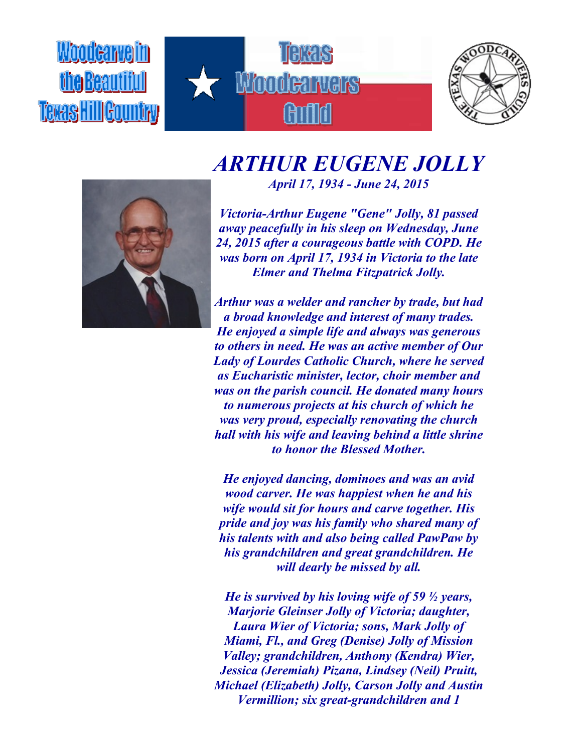Woodcarve in the Beautiful Texas Hill Country

Texas Woodcarvers Guild

THE TEXAS WOODCARVERS GUILD

# *ARTHUR EUGENE JOLLY*

***April 17, 1934 - June 24, 2015***

***Victoria-Arthur Eugene "Gene" Jolly, 81 passed away peacefully in his sleep on Wednesday, June 24, 2015 after a courageous battle with COPD. He was born on April 17, 1934 in Victoria to the late Elmer and Thelma Fitzpatrick Jolly.***

***Arthur was a welder and rancher by trade, but had a broad knowledge and interest of many trades. He enjoyed a simple life and always was generous to others in need. He was an active member of Our Lady of Lourdes Catholic Church, where he served as Eucharistic minister, lector, choir member and was on the parish council. He donated many hours to numerous projects at his church of which he was very proud, especially renovating the church hall with his wife and leaving behind a little shrine to honor the Blessed Mother.***

***He enjoyed dancing, dominoes and was an avid wood carver. He was happiest when he and his wife would sit for hours and carve together. His pride and joy was his family who shared many of his talents with and also being called PawPaw by his grandchildren and great grandchildren. He will dearly be missed by all.***

***He is survived by his loving wife of 59 ½ years, Marjorie Gleinser Jolly of Victoria; daughter, Laura Wier of Victoria; sons, Mark Jolly of Miami, Fl., and Greg (Denise) Jolly of Mission Valley; grandchildren, Anthony (Kendra) Wier, Jessica (Jeremiah) Pizana, Lindsey (Neil) Pruitt, Michael (Elizabeth) Jolly, Carson Jolly and Austin Vermillion; six great-grandchildren and 1***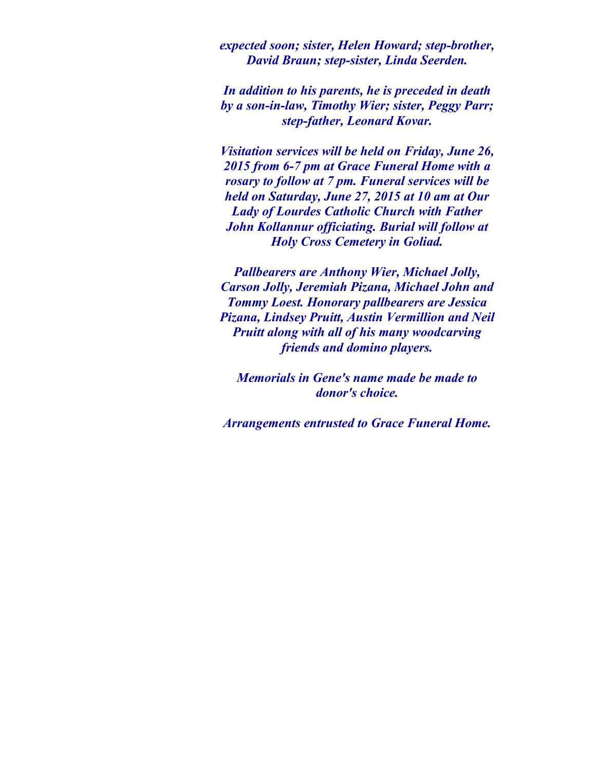*expected soon; sister, Helen Howard; step-brother, David Braun; step-sister, Linda Seerden.*

*In addition to his parents, he is preceded in death by a son-in-law, Timothy Wier; sister, Peggy Parr; step-father, Leonard Kovar.*

*Visitation services will be held on Friday, June 26, 2015 from 6-7 pm at Grace Funeral Home with a rosary to follow at 7 pm. Funeral services will be held on Saturday, June 27, 2015 at 10 am at Our Lady of Lourdes Catholic Church with Father John Kollannur officiating. Burial will follow at Holy Cross Cemetery in Goliad.*

*Pallbearers are Anthony Wier, Michael Jolly, Carson Jolly, Jeremiah Pizana, Michael John and Tommy Loest. Honorary pallbearers are Jessica Pizana, Lindsey Pruitt, Austin Vermillion and Neil Pruitt along with all of his many woodcarving friends and domino players.*

*Memorials in Gene's name made be made to donor's choice.*

*Arrangements entrusted to Grace Funeral Home.*